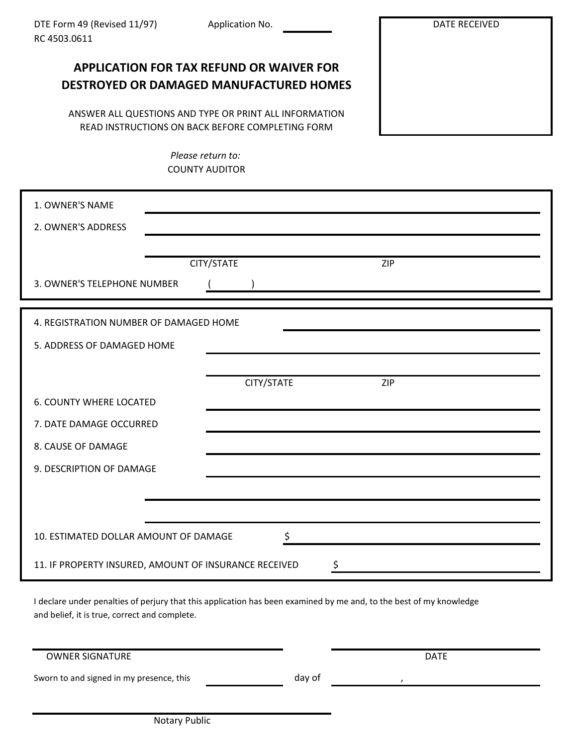DTE Form 49 (Revised 11/97)
RC 4503.0611

Application No. ______

DATE RECEIVED

# APPLICATION FOR TAX REFUND OR WAIVER FOR DESTROYED OR DAMAGED MANUFACTURED HOMES

ANSWER ALL QUESTIONS AND TYPE OR PRINT ALL INFORMATION
READ INSTRUCTIONS ON BACK BEFORE COMPLETING FORM

*Please return to:*
COUNTY AUDITOR

1. OWNER'S NAME ______________________________

2. OWNER'S ADDRESS ______________________________

______________________________
CITY/STATE ZIP

3. OWNER'S TELEPHONE NUMBER ( ) ______________________________

4. REGISTRATION NUMBER OF DAMAGED HOME ______________________________

5. ADDRESS OF DAMAGED HOME ______________________________

______________________________
CITY/STATE ZIP

6. COUNTY WHERE LOCATED ______________________________

7. DATE DAMAGE OCCURRED ______________________________

8. CAUSE OF DAMAGE ______________________________

9. DESCRIPTION OF DAMAGE ______________________________

______________________________

______________________________

10. ESTIMATED DOLLAR AMOUNT OF DAMAGE $ ______________________________

11. IF PROPERTY INSURED, AMOUNT OF INSURANCE RECEIVED $ ______________________________

I declare under penalties of perjury that this application has been examined by me and, to the best of my knowledge and belief, it is true, correct and complete.

______________________________ ______________________________
OWNER SIGNATURE DATE

Sworn to and signed in my presence, this __________ day of __________ , __________

______________________________
Notary Public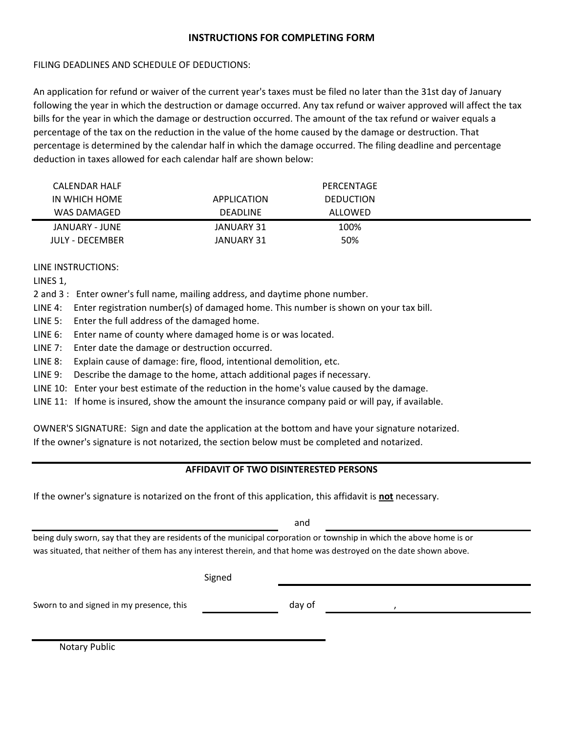## INSTRUCTIONS FOR COMPLETING FORM

FILING DEADLINES AND SCHEDULE OF DEDUCTIONS:

An application for refund or waiver of the current year's taxes must be filed no later than the 31st day of January following the year in which the destruction or damage occurred. Any tax refund or waiver approved will affect the tax bills for the year in which the damage or destruction occurred. The amount of the tax refund or waiver equals a percentage of the tax on the reduction in the value of the home caused by the damage or destruction. That percentage is determined by the calendar half in which the damage occurred. The filing deadline and percentage deduction in taxes allowed for each calendar half are shown below:

| CALENDAR HALF IN WHICH HOME WAS DAMAGED | APPLICATION DEADLINE | PERCENTAGE DEDUCTION ALLOWED |
|---|---|---|
| JANUARY - JUNE | JANUARY 31 | 100% |
| JULY - DECEMBER | JANUARY 31 | 50% |

LINE INSTRUCTIONS:

LINES 1, 2 and 3 : Enter owner's full name, mailing address, and daytime phone number.
LINE 4: Enter registration number(s) of damaged home. This number is shown on your tax bill.
LINE 5: Enter the full address of the damaged home.
LINE 6: Enter name of county where damaged home is or was located.
LINE 7: Enter date the damage or destruction occurred.
LINE 8: Explain cause of damage: fire, flood, intentional demolition, etc.
LINE 9: Describe the damage to the home, attach additional pages if necessary.
LINE 10: Enter your best estimate of the reduction in the home's value caused by the damage.
LINE 11: If home is insured, show the amount the insurance company paid or will pay, if available.

OWNER'S SIGNATURE: Sign and date the application at the bottom and have your signature notarized.
If the owner's signature is not notarized, the section below must be completed and notarized.

### AFFIDAVIT OF TWO DISINTERESTED PERSONS

If the owner's signature is notarized on the front of this application, this affidavit is **not** necessary.

\_\_\_\_\_\_\_\_\_\_\_\_\_\_\_\_\_\_\_\_ and \_\_\_\_\_\_\_\_\_\_\_\_\_\_\_\_\_\_\_\_

being duly sworn, say that they are residents of the municipal corporation or township in which the above home is or was situated, that neither of them has any interest therein, and that home was destroyed on the date shown above.

Signed \_\_\_\_\_\_\_\_\_\_\_\_\_\_\_\_\_\_\_\_

Sworn to and signed in my presence, this \_\_\_\_\_\_\_\_ day of \_\_\_\_\_\_\_\_ , \_\_\_\_\_\_\_\_

\_\_\_\_\_\_\_\_\_\_\_\_\_\_\_\_\_\_\_\_

Notary Public